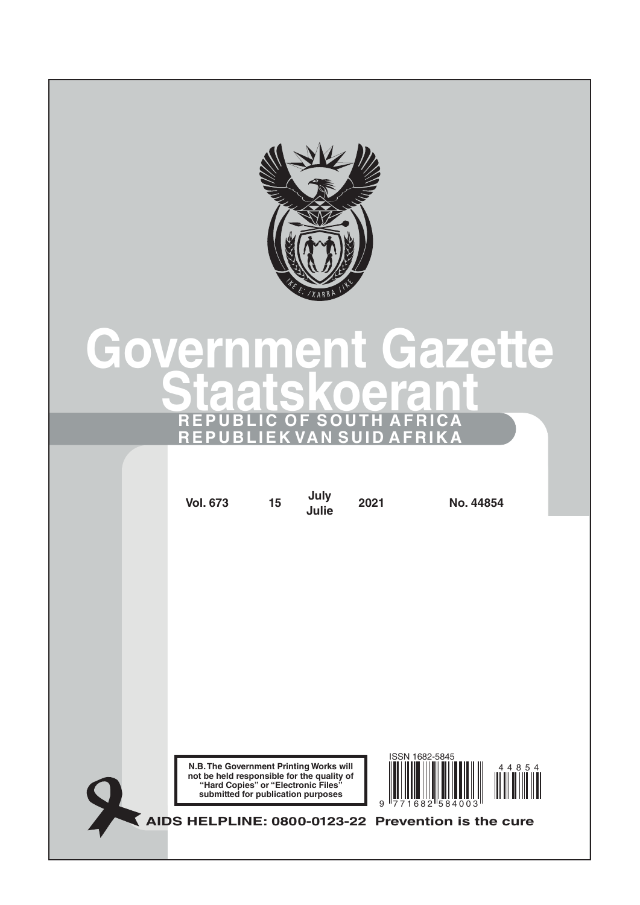# Government Gazette
# Staatskoerant

**REPUBLIC OF SOUTH AFRICA**
**REPUBLIEK VAN SUID AFRIKA**

| Vol. 673 | 15 | July / Julie | 2021 | No. 44854 |
|---|---|---|---|---|

**N.B. The Government Printing Works will not be held responsible for the quality of "Hard Copies" or "Electronic Files" submitted for publication purposes**

ISSN 1682-5845

9 771682 584003

44854

**AIDS HELPLINE: 0800-0123-22 Prevention is the cure**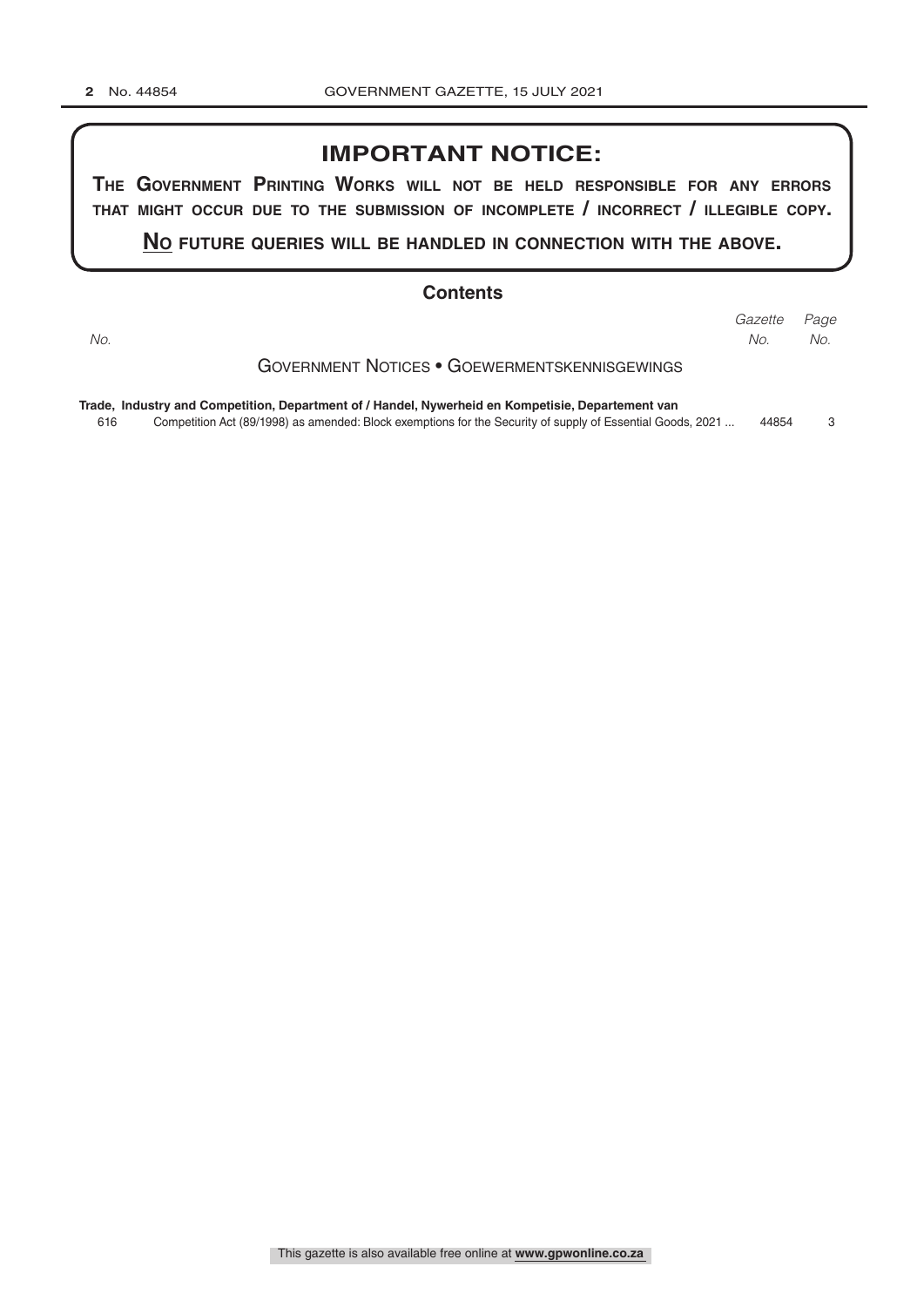# IMPORTANT NOTICE:

**THE GOVERNMENT PRINTING WORKS WILL NOT BE HELD RESPONSIBLE FOR ANY ERRORS THAT MIGHT OCCUR DUE TO THE SUBMISSION OF INCOMPLETE / INCORRECT / ILLEGIBLE COPY.**

**NO FUTURE QUERIES WILL BE HANDLED IN CONNECTION WITH THE ABOVE.**

## Contents

| *No.* | | *Gazette No.* | *Page No.* |
|---|---|---|---|
| | GOVERNMENT NOTICES • GOEWERMENTSKENNISGEWINGS | | |
| | **Trade, Industry and Competition, Department of / Handel, Nywerheid en Kompetisie, Departement van** | | |
| 616 | Competition Act (89/1998) as amended: Block exemptions for the Security of supply of Essential Goods, 2021 ... | 44854 | 3 |

This gazette is also available free online at **www.gpwonline.co.za**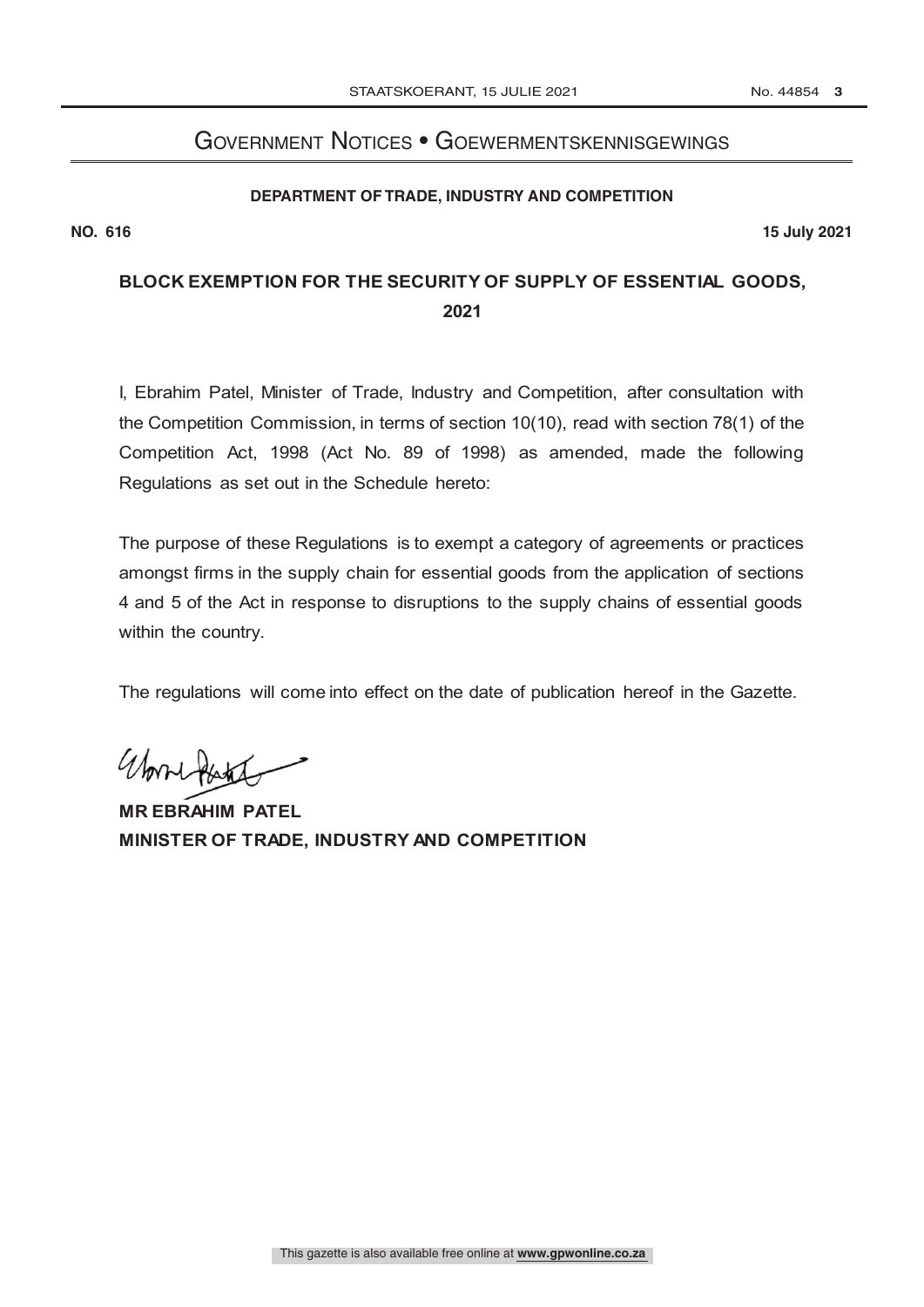# Government Notices • Goewermentskennisgewings

**DEPARTMENT OF TRADE, INDUSTRY AND COMPETITION**

**NO. 616** **15 July 2021**

## BLOCK EXEMPTION FOR THE SECURITY OF SUPPLY OF ESSENTIAL GOODS, 2021

I, Ebrahim Patel, Minister of Trade, Industry and Competition, after consultation with the Competition Commission, in terms of section 10(10), read with section 78(1) of the Competition Act, 1998 (Act No. 89 of 1998) as amended, made the following Regulations as set out in the Schedule hereto:

The purpose of these Regulations is to exempt a category of agreements or practices amongst firms in the supply chain for essential goods from the application of sections 4 and 5 of the Act in response to disruptions to the supply chains of essential goods within the country.

The regulations will come into effect on the date of publication hereof in the Gazette.

**MR EBRAHIM PATEL**
**MINISTER OF TRADE, INDUSTRY AND COMPETITION**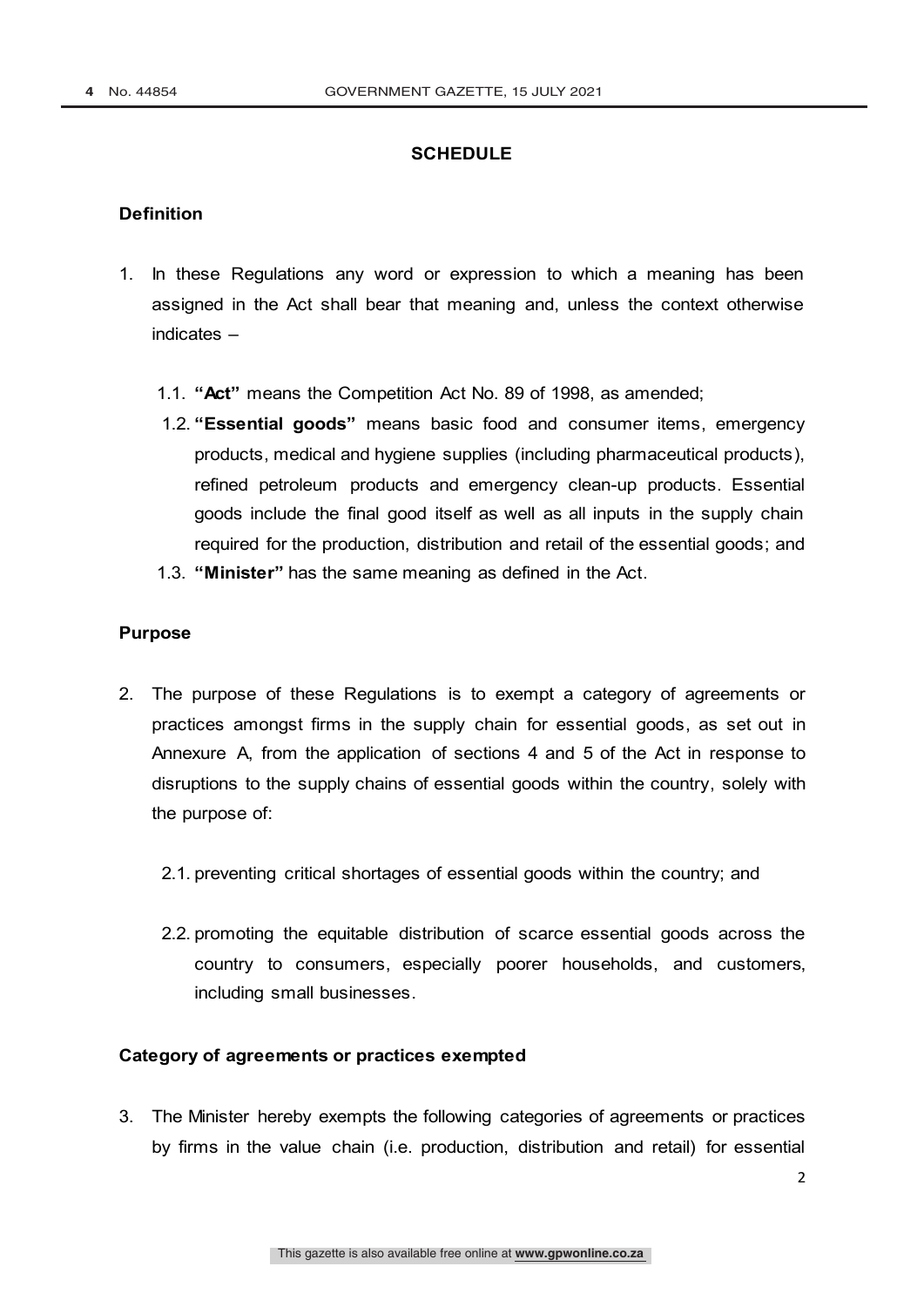## SCHEDULE

### Definition

1. In these Regulations any word or expression to which a meaning has been assigned in the Act shall bear that meaning and, unless the context otherwise indicates –

   1.1. **"Act"** means the Competition Act No. 89 of 1998, as amended;

   1.2. **"Essential goods"** means basic food and consumer items, emergency products, medical and hygiene supplies (including pharmaceutical products), refined petroleum products and emergency clean-up products. Essential goods include the final good itself as well as all inputs in the supply chain required for the production, distribution and retail of the essential goods; and

   1.3. **"Minister"** has the same meaning as defined in the Act.

### Purpose

2. The purpose of these Regulations is to exempt a category of agreements or practices amongst firms in the supply chain for essential goods, as set out in Annexure A, from the application of sections 4 and 5 of the Act in response to disruptions to the supply chains of essential goods within the country, solely with the purpose of:

   2.1. preventing critical shortages of essential goods within the country; and

   2.2. promoting the equitable distribution of scarce essential goods across the country to consumers, especially poorer households, and customers, including small businesses.

### Category of agreements or practices exempted

3. The Minister hereby exempts the following categories of agreements or practices by firms in the value chain (i.e. production, distribution and retail) for essential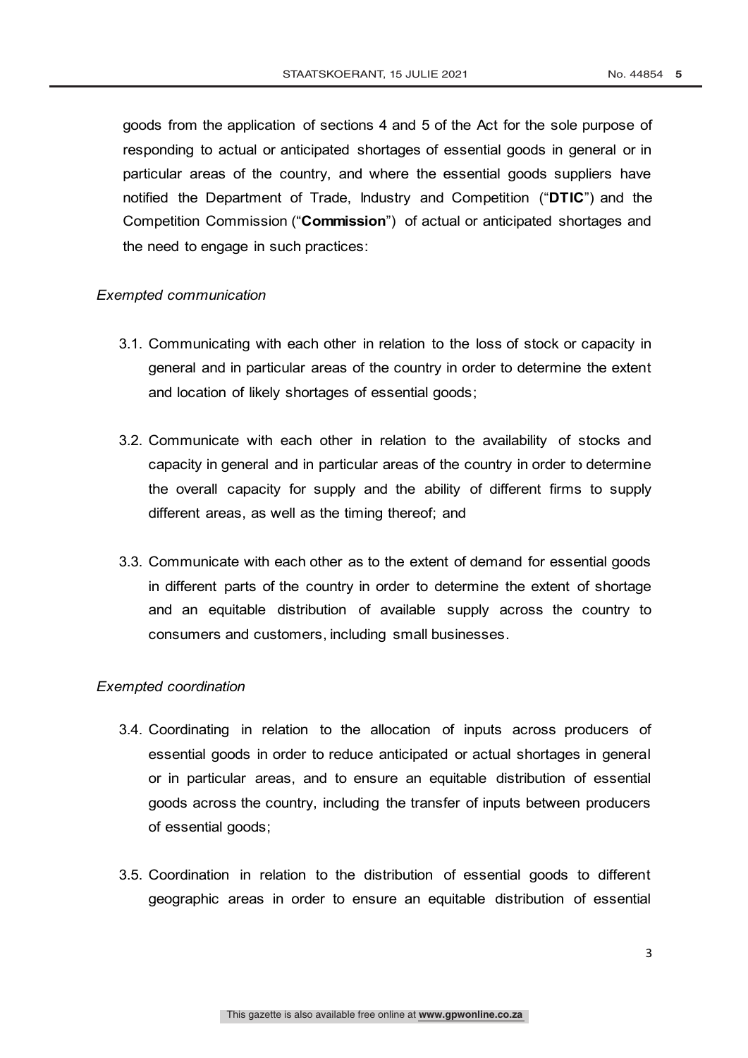goods from the application of sections 4 and 5 of the Act for the sole purpose of responding to actual or anticipated shortages of essential goods in general or in particular areas of the country, and where the essential goods suppliers have notified the Department of Trade, Industry and Competition ("**DTIC**") and the Competition Commission ("**Commission**") of actual or anticipated shortages and the need to engage in such practices:

*Exempted communication*

3.1. Communicating with each other in relation to the loss of stock or capacity in general and in particular areas of the country in order to determine the extent and location of likely shortages of essential goods;

3.2. Communicate with each other in relation to the availability of stocks and capacity in general and in particular areas of the country in order to determine the overall capacity for supply and the ability of different firms to supply different areas, as well as the timing thereof; and

3.3. Communicate with each other as to the extent of demand for essential goods in different parts of the country in order to determine the extent of shortage and an equitable distribution of available supply across the country to consumers and customers, including small businesses.

*Exempted coordination*

3.4. Coordinating in relation to the allocation of inputs across producers of essential goods in order to reduce anticipated or actual shortages in general or in particular areas, and to ensure an equitable distribution of essential goods across the country, including the transfer of inputs between producers of essential goods;

3.5. Coordination in relation to the distribution of essential goods to different geographic areas in order to ensure an equitable distribution of essential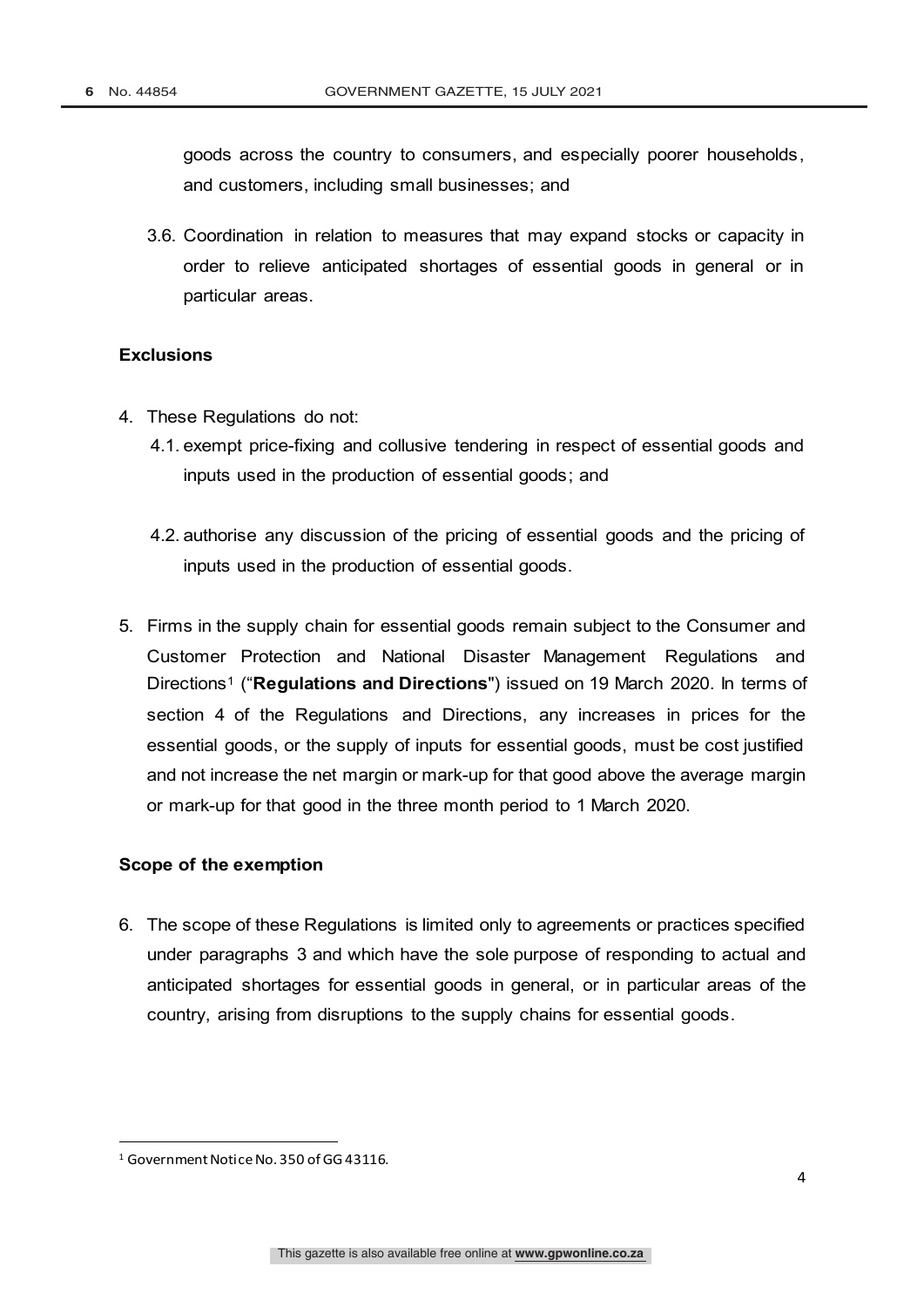goods across the country to consumers, and especially poorer households, and customers, including small businesses; and

3.6. Coordination in relation to measures that may expand stocks or capacity in order to relieve anticipated shortages of essential goods in general or in particular areas.

**Exclusions**

4. These Regulations do not:
   4.1. exempt price-fixing and collusive tendering in respect of essential goods and inputs used in the production of essential goods; and

   4.2. authorise any discussion of the pricing of essential goods and the pricing of inputs used in the production of essential goods.

5. Firms in the supply chain for essential goods remain subject to the Consumer and Customer Protection and National Disaster Management Regulations and Directions[1] ("**Regulations and Directions**") issued on 19 March 2020. In terms of section 4 of the Regulations and Directions, any increases in prices for the essential goods, or the supply of inputs for essential goods, must be cost justified and not increase the net margin or mark-up for that good above the average margin or mark-up for that good in the three month period to 1 March 2020.

**Scope of the exemption**

6. The scope of these Regulations is limited only to agreements or practices specified under paragraphs 3 and which have the sole purpose of responding to actual and anticipated shortages for essential goods in general, or in particular areas of the country, arising from disruptions to the supply chains for essential goods.

[1] Government Notice No. 350 of GG 43116.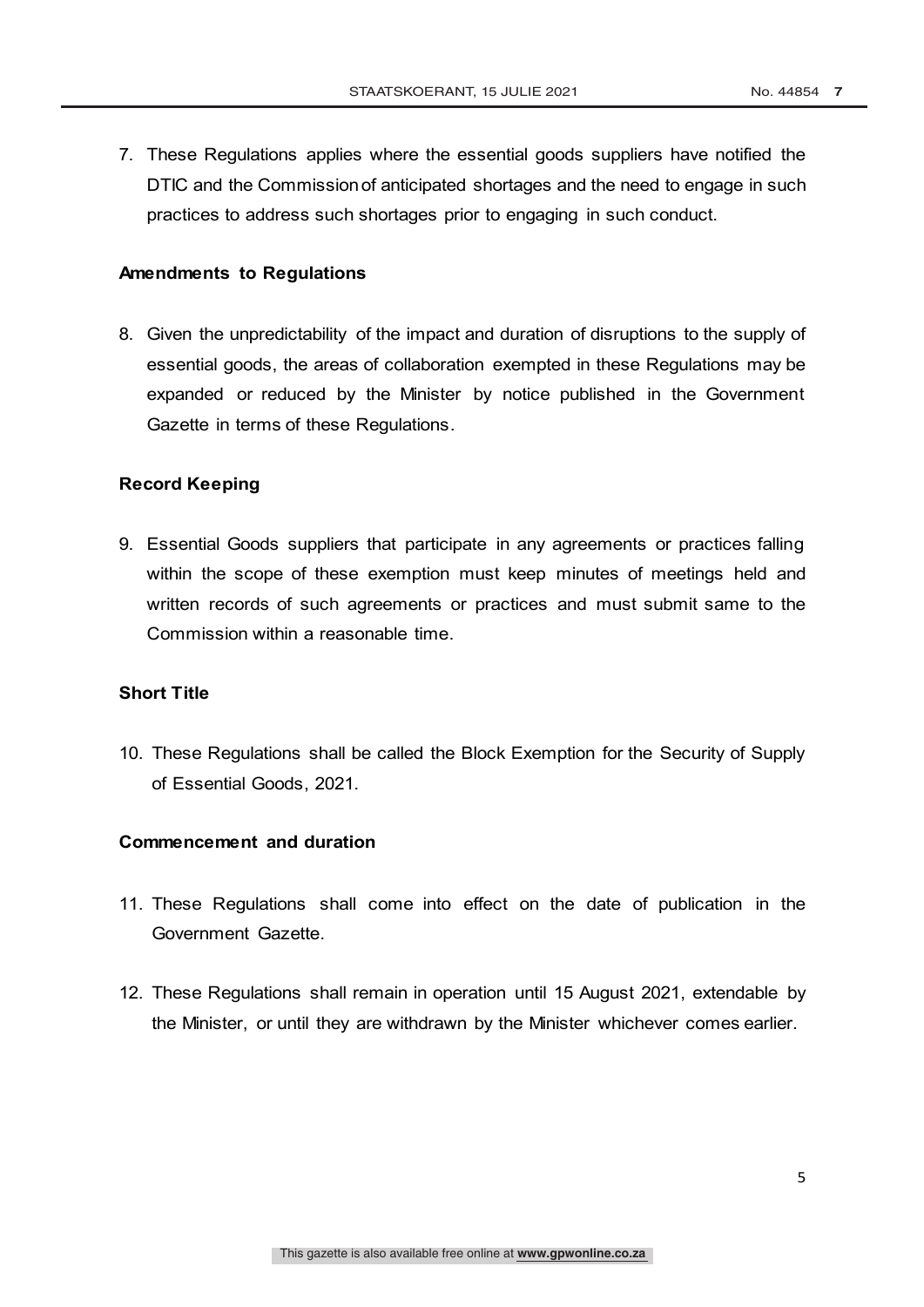7. These Regulations applies where the essential goods suppliers have notified the DTIC and the Commission of anticipated shortages and the need to engage in such practices to address such shortages prior to engaging in such conduct.

**Amendments to Regulations**

8. Given the unpredictability of the impact and duration of disruptions to the supply of essential goods, the areas of collaboration exempted in these Regulations may be expanded or reduced by the Minister by notice published in the Government Gazette in terms of these Regulations.

**Record Keeping**

9. Essential Goods suppliers that participate in any agreements or practices falling within the scope of these exemption must keep minutes of meetings held and written records of such agreements or practices and must submit same to the Commission within a reasonable time.

**Short Title**

10. These Regulations shall be called the Block Exemption for the Security of Supply of Essential Goods, 2021.

**Commencement and duration**

11. These Regulations shall come into effect on the date of publication in the Government Gazette.

12. These Regulations shall remain in operation until 15 August 2021, extendable by the Minister, or until they are withdrawn by the Minister whichever comes earlier.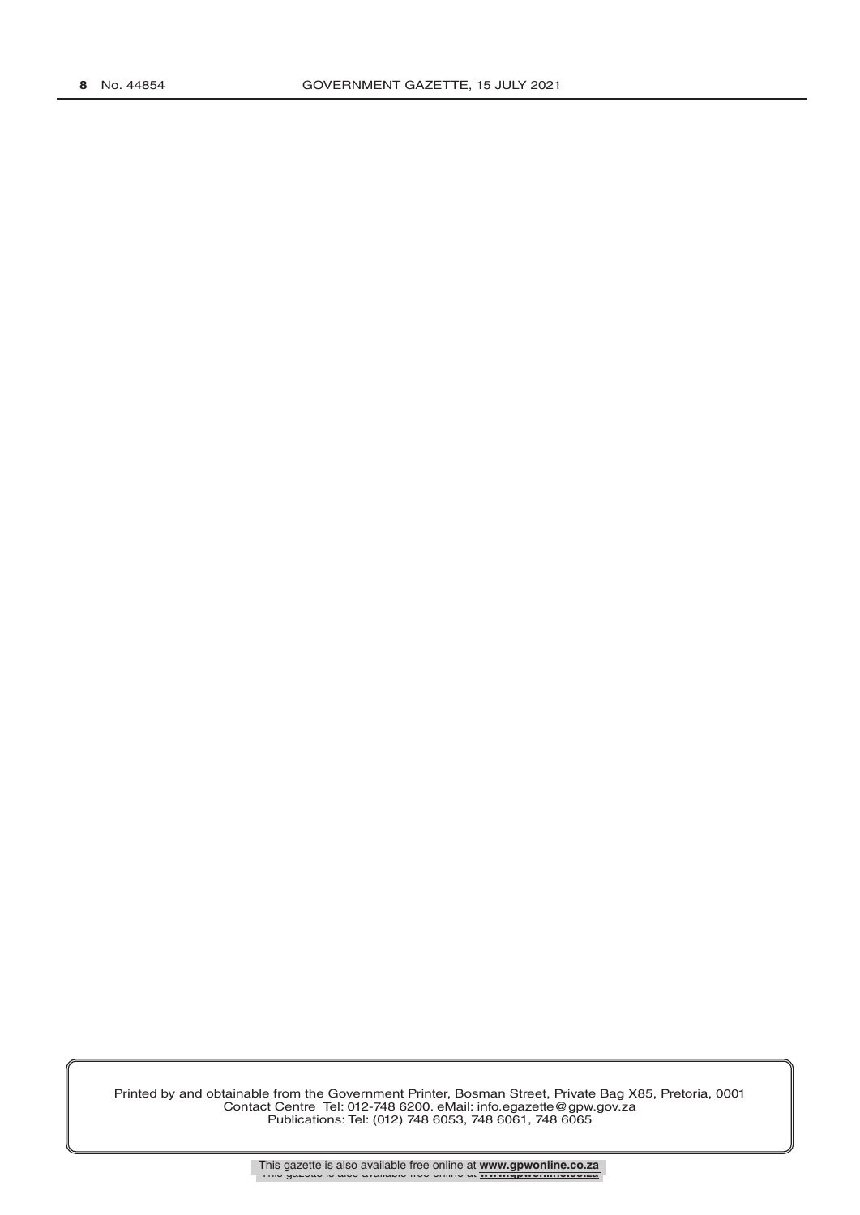Printed by and obtainable from the Government Printer, Bosman Street, Private Bag X85, Pretoria, 0001
Contact Centre Tel: 012-748 6200. eMail: info.egazette@gpw.gov.za
Publications: Tel: (012) 748 6053, 748 6061, 748 6065